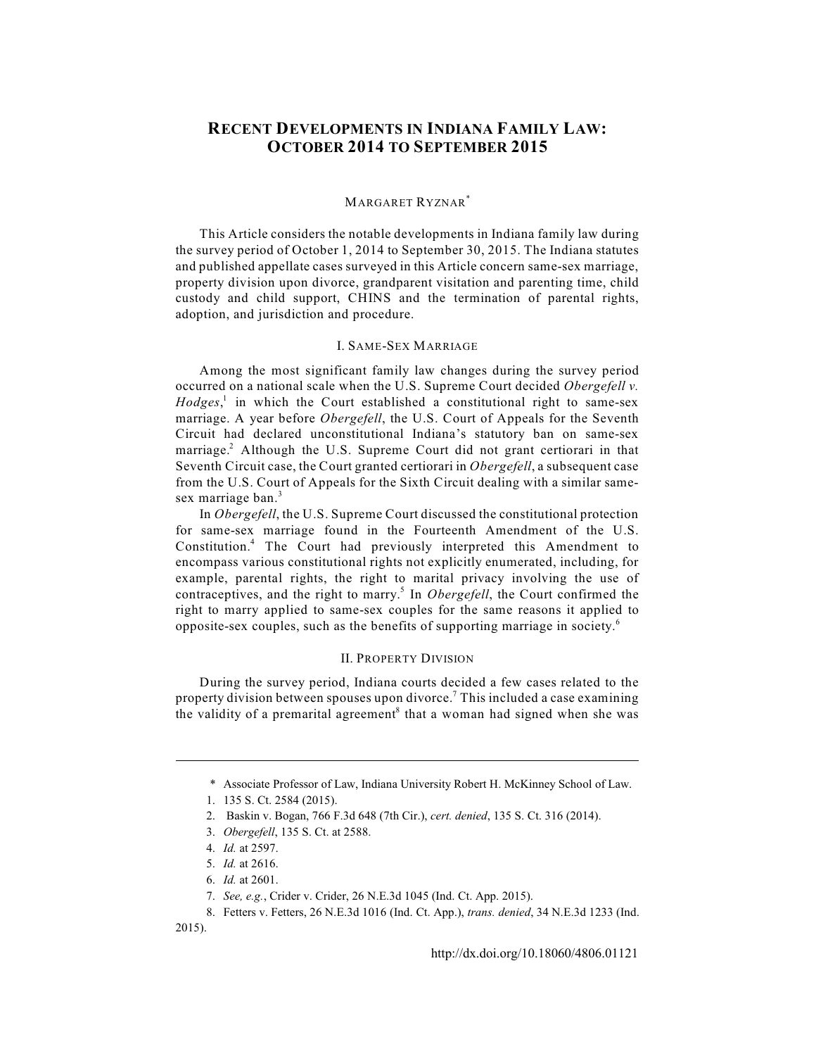# RECENT DEVELOPMENTS IN INDIANA FAMILY LAW: OCTOBER 2014 TO SEPTEMBER 2015

MARGARET RYZNAR*

This Article considers the notable developments in Indiana family law during the survey period of October 1, 2014 to September 30, 2015. The Indiana statutes and published appellate cases surveyed in this Article concern same-sex marriage, property division upon divorce, grandparent visitation and parenting time, child custody and child support, CHINS and the termination of parental rights, adoption, and jurisdiction and procedure.

## I. SAME-SEX MARRIAGE

Among the most significant family law changes during the survey period occurred on a national scale when the U.S. Supreme Court decided *Obergefell v. Hodges*,[1] in which the Court established a constitutional right to same-sex marriage. A year before *Obergefell*, the U.S. Court of Appeals for the Seventh Circuit had declared unconstitutional Indiana's statutory ban on same-sex marriage.[2] Although the U.S. Supreme Court did not grant certiorari in that Seventh Circuit case, the Court granted certiorari in *Obergefell*, a subsequent case from the U.S. Court of Appeals for the Sixth Circuit dealing with a similar same-sex marriage ban.[3]

In *Obergefell*, the U.S. Supreme Court discussed the constitutional protection for same-sex marriage found in the Fourteenth Amendment of the U.S. Constitution.[4] The Court had previously interpreted this Amendment to encompass various constitutional rights not explicitly enumerated, including, for example, parental rights, the right to marital privacy involving the use of contraceptives, and the right to marry.[5] In *Obergefell*, the Court confirmed the right to marry applied to same-sex couples for the same reasons it applied to opposite-sex couples, such as the benefits of supporting marriage in society.[6]

## II. PROPERTY DIVISION

During the survey period, Indiana courts decided a few cases related to the property division between spouses upon divorce.[7] This included a case examining the validity of a premarital agreement[8] that a woman had signed when she was

---

\* Associate Professor of Law, Indiana University Robert H. McKinney School of Law.

1. 135 S. Ct. 2584 (2015).
2. Baskin v. Bogan, 766 F.3d 648 (7th Cir.), *cert. denied*, 135 S. Ct. 316 (2014).
3. *Obergefell*, 135 S. Ct. at 2588.
4. *Id.* at 2597.
5. *Id.* at 2616.
6. *Id.* at 2601.
7. *See, e.g.*, Crider v. Crider, 26 N.E.3d 1045 (Ind. Ct. App. 2015).
8. Fetters v. Fetters, 26 N.E.3d 1016 (Ind. Ct. App.), *trans. denied*, 34 N.E.3d 1233 (Ind. 2015).

http://dx.doi.org/10.18060/4806.01121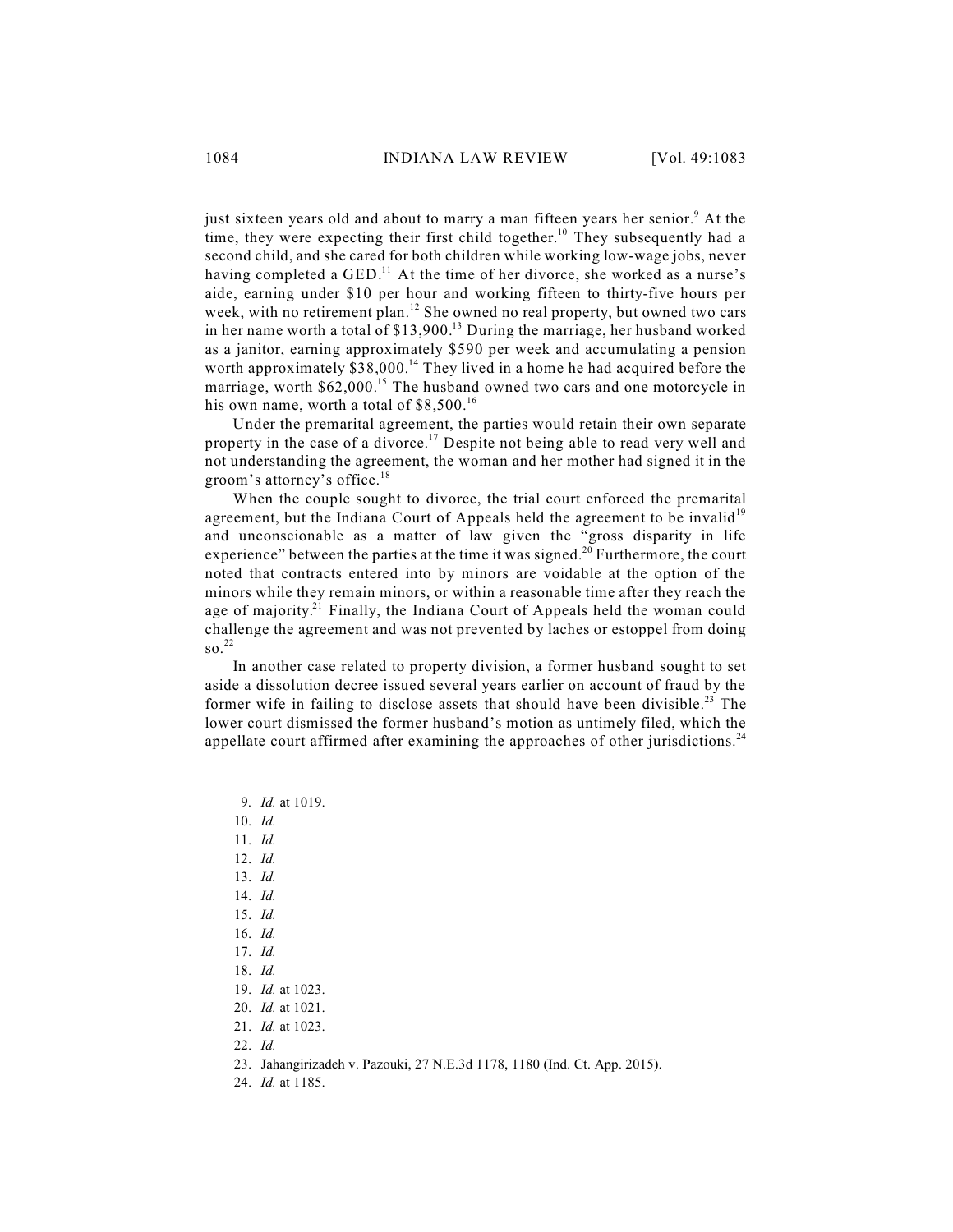just sixteen years old and about to marry a man fifteen years her senior.[9] At the time, they were expecting their first child together.[10] They subsequently had a second child, and she cared for both children while working low-wage jobs, never having completed a GED.[11] At the time of her divorce, she worked as a nurse's aide, earning under $10 per hour and working fifteen to thirty-five hours per week, with no retirement plan.[12] She owned no real property, but owned two cars in her name worth a total of $13,900.[13] During the marriage, her husband worked as a janitor, earning approximately $590 per week and accumulating a pension worth approximately $38,000.[14] They lived in a home he had acquired before the marriage, worth $62,000.[15] The husband owned two cars and one motorcycle in his own name, worth a total of $8,500.[16]

Under the premarital agreement, the parties would retain their own separate property in the case of a divorce.[17] Despite not being able to read very well and not understanding the agreement, the woman and her mother had signed it in the groom's attorney's office.[18]

When the couple sought to divorce, the trial court enforced the premarital agreement, but the Indiana Court of Appeals held the agreement to be invalid[19] and unconscionable as a matter of law given the "gross disparity in life experience" between the parties at the time it was signed.[20] Furthermore, the court noted that contracts entered into by minors are voidable at the option of the minors while they remain minors, or within a reasonable time after they reach the age of majority.[21] Finally, the Indiana Court of Appeals held the woman could challenge the agreement and was not prevented by laches or estoppel from doing so.[22]

In another case related to property division, a former husband sought to set aside a dissolution decree issued several years earlier on account of fraud by the former wife in failing to disclose assets that should have been divisible.[23] The lower court dismissed the former husband's motion as untimely filed, which the appellate court affirmed after examining the approaches of other jurisdictions.[24]

---

9. *Id.* at 1019.
10. *Id.*
11. *Id.*
12. *Id.*
13. *Id.*
14. *Id.*
15. *Id.*
16. *Id.*
17. *Id.*
18. *Id.*
19. *Id.* at 1023.
20. *Id.* at 1021.
21. *Id.* at 1023.
22. *Id.*
23. Jahangirizadeh v. Pazouki, 27 N.E.3d 1178, 1180 (Ind. Ct. App. 2015).
24. *Id.* at 1185.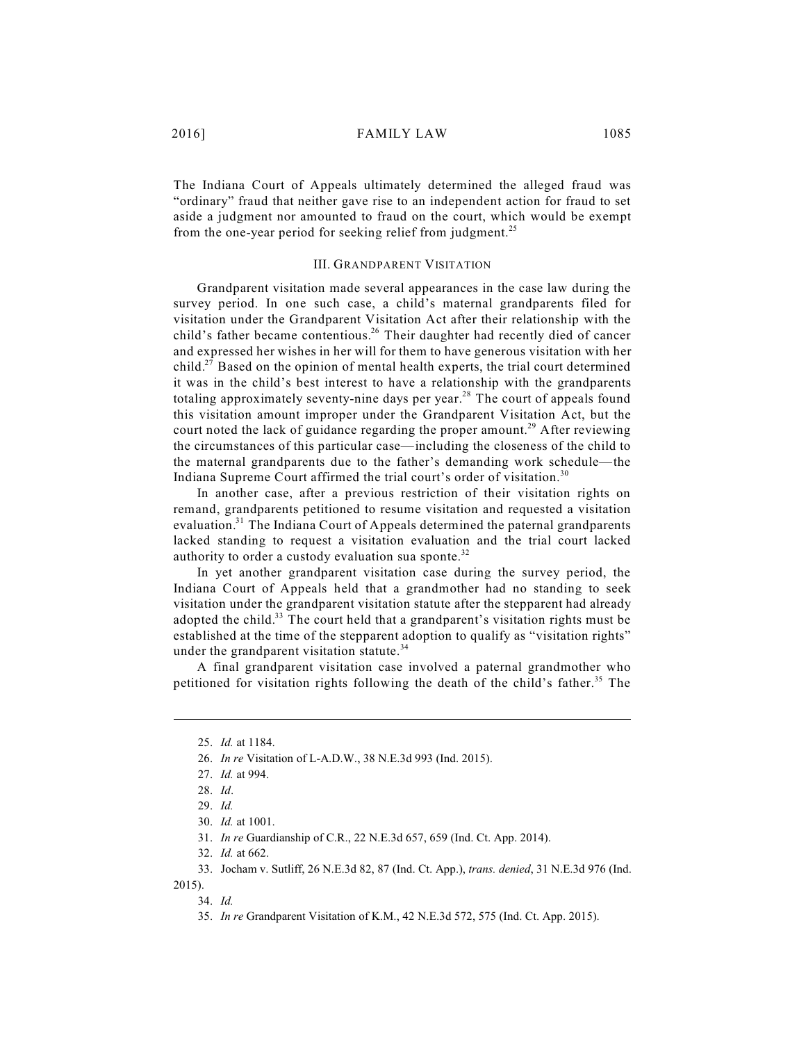The Indiana Court of Appeals ultimately determined the alleged fraud was "ordinary" fraud that neither gave rise to an independent action for fraud to set aside a judgment nor amounted to fraud on the court, which would be exempt from the one-year period for seeking relief from judgment.[25]

## III. Grandparent Visitation

Grandparent visitation made several appearances in the case law during the survey period. In one such case, a child's maternal grandparents filed for visitation under the Grandparent Visitation Act after their relationship with the child's father became contentious.[26] Their daughter had recently died of cancer and expressed her wishes in her will for them to have generous visitation with her child.[27] Based on the opinion of mental health experts, the trial court determined it was in the child's best interest to have a relationship with the grandparents totaling approximately seventy-nine days per year.[28] The court of appeals found this visitation amount improper under the Grandparent Visitation Act, but the court noted the lack of guidance regarding the proper amount.[29] After reviewing the circumstances of this particular case—including the closeness of the child to the maternal grandparents due to the father's demanding work schedule—the Indiana Supreme Court affirmed the trial court's order of visitation.[30]

In another case, after a previous restriction of their visitation rights on remand, grandparents petitioned to resume visitation and requested a visitation evaluation.[31] The Indiana Court of Appeals determined the paternal grandparents lacked standing to request a visitation evaluation and the trial court lacked authority to order a custody evaluation sua sponte.[32]

In yet another grandparent visitation case during the survey period, the Indiana Court of Appeals held that a grandmother had no standing to seek visitation under the grandparent visitation statute after the stepparent had already adopted the child.[33] The court held that a grandparent's visitation rights must be established at the time of the stepparent adoption to qualify as "visitation rights" under the grandparent visitation statute.[34]

A final grandparent visitation case involved a paternal grandmother who petitioned for visitation rights following the death of the child's father.[35] The

---

25. *Id.* at 1184.
26. *In re* Visitation of L-A.D.W., 38 N.E.3d 993 (Ind. 2015).
27. *Id.* at 994.
28. *Id*.
29. *Id.*
30. *Id.* at 1001.
31. *In re* Guardianship of C.R., 22 N.E.3d 657, 659 (Ind. Ct. App. 2014).
32. *Id.* at 662.
33. Jocham v. Sutliff, 26 N.E.3d 82, 87 (Ind. Ct. App.), *trans. denied*, 31 N.E.3d 976 (Ind. 2015).
34. *Id.*
35. *In re* Grandparent Visitation of K.M., 42 N.E.3d 572, 575 (Ind. Ct. App. 2015).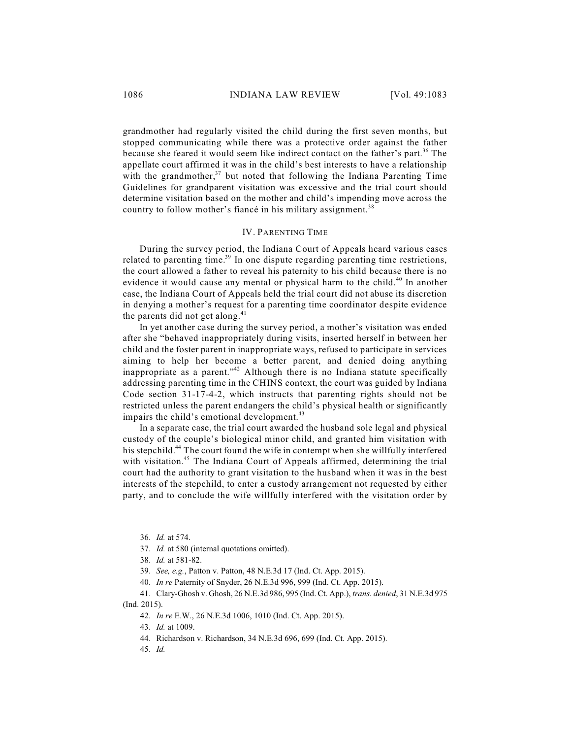grandmother had regularly visited the child during the first seven months, but stopped communicating while there was a protective order against the father because she feared it would seem like indirect contact on the father's part.[36] The appellate court affirmed it was in the child's best interests to have a relationship with the grandmother,[37] but noted that following the Indiana Parenting Time Guidelines for grandparent visitation was excessive and the trial court should determine visitation based on the mother and child's impending move across the country to follow mother's fiancé in his military assignment.[38]

## IV. PARENTING TIME

During the survey period, the Indiana Court of Appeals heard various cases related to parenting time.[39] In one dispute regarding parenting time restrictions, the court allowed a father to reveal his paternity to his child because there is no evidence it would cause any mental or physical harm to the child.[40] In another case, the Indiana Court of Appeals held the trial court did not abuse its discretion in denying a mother's request for a parenting time coordinator despite evidence the parents did not get along.[41]

In yet another case during the survey period, a mother's visitation was ended after she "behaved inappropriately during visits, inserted herself in between her child and the foster parent in inappropriate ways, refused to participate in services aiming to help her become a better parent, and denied doing anything inappropriate as a parent."[42] Although there is no Indiana statute specifically addressing parenting time in the CHINS context, the court was guided by Indiana Code section 31-17-4-2, which instructs that parenting rights should not be restricted unless the parent endangers the child's physical health or significantly impairs the child's emotional development.[43]

In a separate case, the trial court awarded the husband sole legal and physical custody of the couple's biological minor child, and granted him visitation with his stepchild.[44] The court found the wife in contempt when she willfully interfered with visitation.[45] The Indiana Court of Appeals affirmed, determining the trial court had the authority to grant visitation to the husband when it was in the best interests of the stepchild, to enter a custody arrangement not requested by either party, and to conclude the wife willfully interfered with the visitation order by

---

36. *Id.* at 574.

37. *Id.* at 580 (internal quotations omitted).

38. *Id.* at 581-82.

39. *See, e.g.*, Patton v. Patton, 48 N.E.3d 17 (Ind. Ct. App. 2015).

40. *In re* Paternity of Snyder, 26 N.E.3d 996, 999 (Ind. Ct. App. 2015).

41. Clary-Ghosh v. Ghosh, 26 N.E.3d 986, 995 (Ind. Ct. App.), *trans. denied*, 31 N.E.3d 975 (Ind. 2015).

42. *In re* E.W., 26 N.E.3d 1006, 1010 (Ind. Ct. App. 2015).

43. *Id.* at 1009.

44. Richardson v. Richardson, 34 N.E.3d 696, 699 (Ind. Ct. App. 2015).

45. *Id.*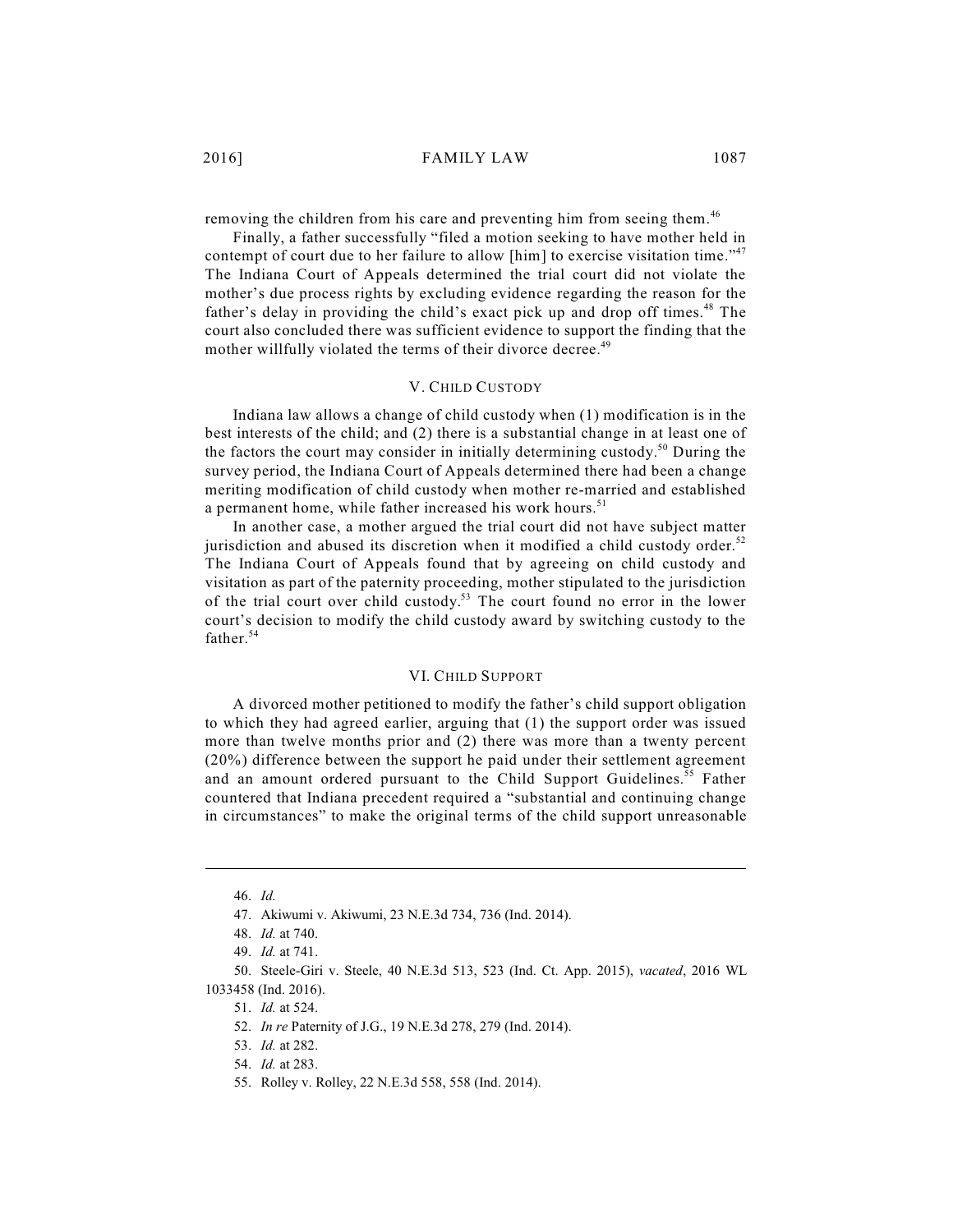removing the children from his care and preventing him from seeing them.[46]

Finally, a father successfully "filed a motion seeking to have mother held in contempt of court due to her failure to allow [him] to exercise visitation time."[47] The Indiana Court of Appeals determined the trial court did not violate the mother's due process rights by excluding evidence regarding the reason for the father's delay in providing the child's exact pick up and drop off times.[48] The court also concluded there was sufficient evidence to support the finding that the mother willfully violated the terms of their divorce decree.[49]

## V. CHILD CUSTODY

Indiana law allows a change of child custody when (1) modification is in the best interests of the child; and (2) there is a substantial change in at least one of the factors the court may consider in initially determining custody.[50] During the survey period, the Indiana Court of Appeals determined there had been a change meriting modification of child custody when mother re-married and established a permanent home, while father increased his work hours.[51]

In another case, a mother argued the trial court did not have subject matter jurisdiction and abused its discretion when it modified a child custody order.[52] The Indiana Court of Appeals found that by agreeing on child custody and visitation as part of the paternity proceeding, mother stipulated to the jurisdiction of the trial court over child custody.[53] The court found no error in the lower court's decision to modify the child custody award by switching custody to the father.[54]

## VI. CHILD SUPPORT

A divorced mother petitioned to modify the father's child support obligation to which they had agreed earlier, arguing that (1) the support order was issued more than twelve months prior and (2) there was more than a twenty percent (20%) difference between the support he paid under their settlement agreement and an amount ordered pursuant to the Child Support Guidelines.[55] Father countered that Indiana precedent required a "substantial and continuing change in circumstances" to make the original terms of the child support unreasonable

---

46. *Id.*

47. Akiwumi v. Akiwumi, 23 N.E.3d 734, 736 (Ind. 2014).

48. *Id.* at 740.

49. *Id.* at 741.

50. Steele-Giri v. Steele, 40 N.E.3d 513, 523 (Ind. Ct. App. 2015), *vacated*, 2016 WL 1033458 (Ind. 2016).

51. *Id.* at 524.

52. *In re* Paternity of J.G., 19 N.E.3d 278, 279 (Ind. 2014).

53. *Id.* at 282.

54. *Id.* at 283.

55. Rolley v. Rolley, 22 N.E.3d 558, 558 (Ind. 2014).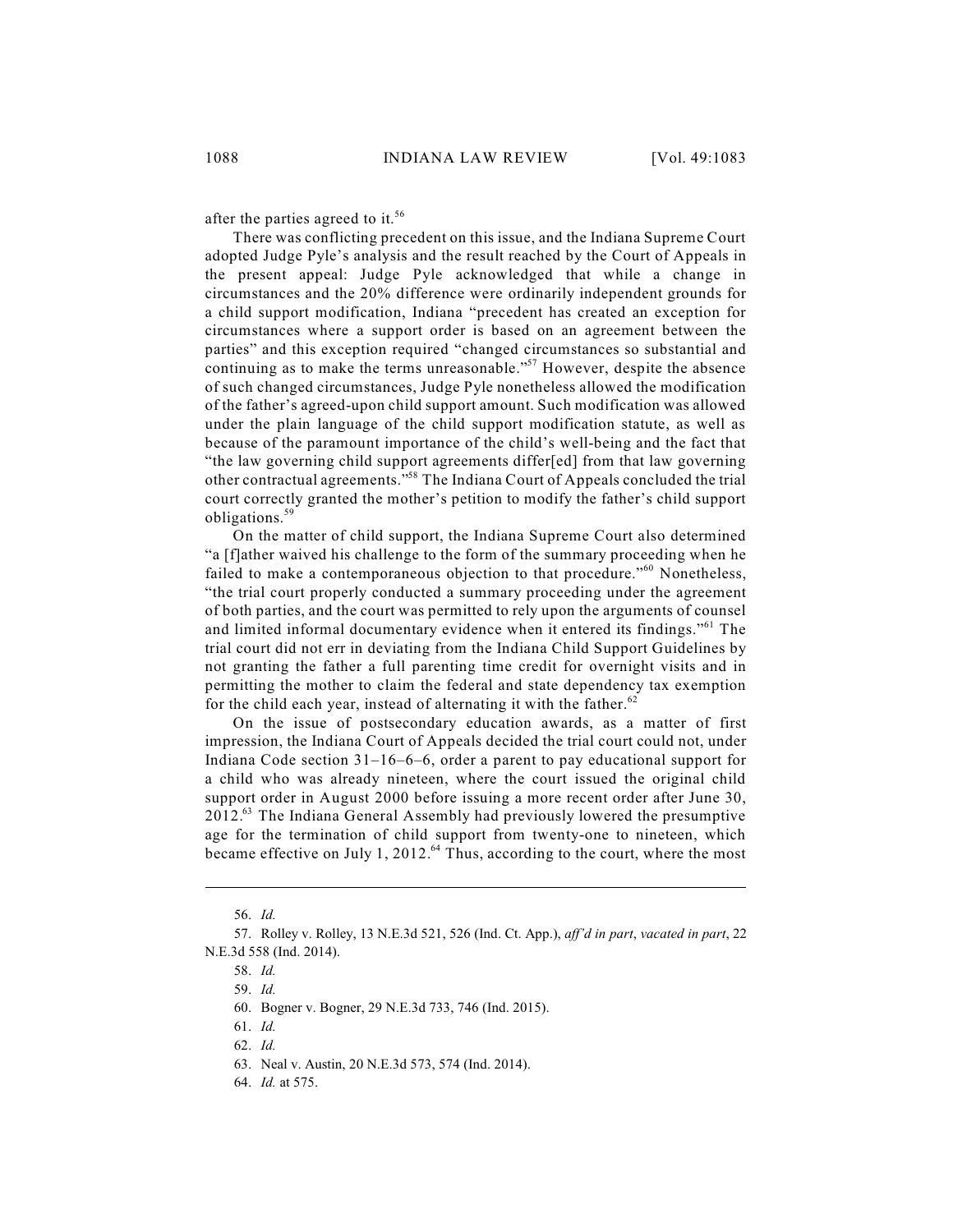after the parties agreed to it.[56]

There was conflicting precedent on this issue, and the Indiana Supreme Court adopted Judge Pyle's analysis and the result reached by the Court of Appeals in the present appeal: Judge Pyle acknowledged that while a change in circumstances and the 20% difference were ordinarily independent grounds for a child support modification, Indiana "precedent has created an exception for circumstances where a support order is based on an agreement between the parties" and this exception required "changed circumstances so substantial and continuing as to make the terms unreasonable."[57] However, despite the absence of such changed circumstances, Judge Pyle nonetheless allowed the modification of the father's agreed-upon child support amount. Such modification was allowed under the plain language of the child support modification statute, as well as because of the paramount importance of the child's well-being and the fact that "the law governing child support agreements differ[ed] from that law governing other contractual agreements."[58] The Indiana Court of Appeals concluded the trial court correctly granted the mother's petition to modify the father's child support obligations.[59]

On the matter of child support, the Indiana Supreme Court also determined "a [f]ather waived his challenge to the form of the summary proceeding when he failed to make a contemporaneous objection to that procedure."[60] Nonetheless, "the trial court properly conducted a summary proceeding under the agreement of both parties, and the court was permitted to rely upon the arguments of counsel and limited informal documentary evidence when it entered its findings."[61] The trial court did not err in deviating from the Indiana Child Support Guidelines by not granting the father a full parenting time credit for overnight visits and in permitting the mother to claim the federal and state dependency tax exemption for the child each year, instead of alternating it with the father.[62]

On the issue of postsecondary education awards, as a matter of first impression, the Indiana Court of Appeals decided the trial court could not, under Indiana Code section 31–16–6–6, order a parent to pay educational support for a child who was already nineteen, where the court issued the original child support order in August 2000 before issuing a more recent order after June 30, 2012.[63] The Indiana General Assembly had previously lowered the presumptive age for the termination of child support from twenty-one to nineteen, which became effective on July 1, 2012.[64] Thus, according to the court, where the most

---

56. *Id.*

57. Rolley v. Rolley, 13 N.E.3d 521, 526 (Ind. Ct. App.), *aff'd in part*, *vacated in part*, 22 N.E.3d 558 (Ind. 2014).

58. *Id.*

59. *Id.*

60. Bogner v. Bogner, 29 N.E.3d 733, 746 (Ind. 2015).

61. *Id.*

62. *Id.*

63. Neal v. Austin, 20 N.E.3d 573, 574 (Ind. 2014).

64. *Id.* at 575.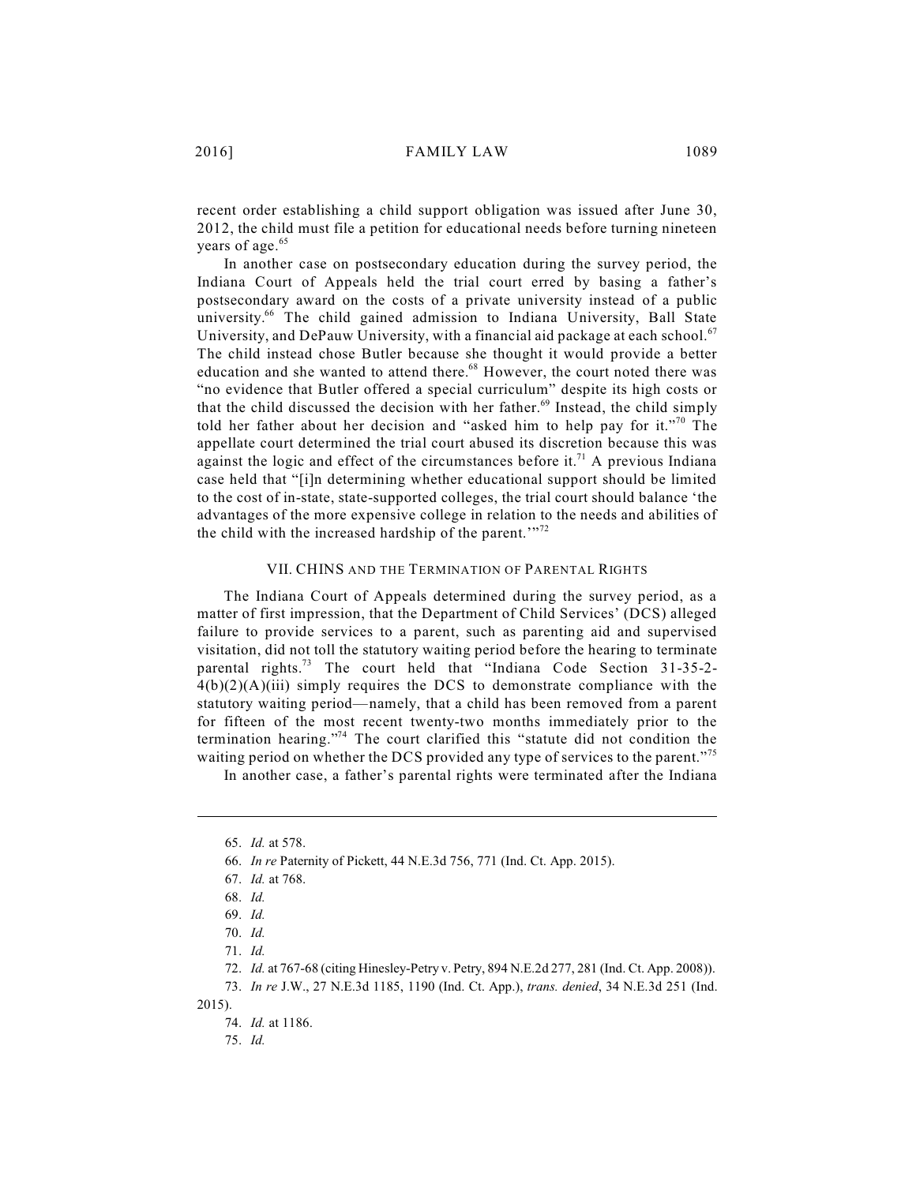recent order establishing a child support obligation was issued after June 30, 2012, the child must file a petition for educational needs before turning nineteen years of age.[65]

In another case on postsecondary education during the survey period, the Indiana Court of Appeals held the trial court erred by basing a father's postsecondary award on the costs of a private university instead of a public university.[66] The child gained admission to Indiana University, Ball State University, and DePauw University, with a financial aid package at each school.[67] The child instead chose Butler because she thought it would provide a better education and she wanted to attend there.[68] However, the court noted there was "no evidence that Butler offered a special curriculum" despite its high costs or that the child discussed the decision with her father.[69] Instead, the child simply told her father about her decision and "asked him to help pay for it."[70] The appellate court determined the trial court abused its discretion because this was against the logic and effect of the circumstances before it.[71] A previous Indiana case held that "[i]n determining whether educational support should be limited to the cost of in-state, state-supported colleges, the trial court should balance 'the advantages of the more expensive college in relation to the needs and abilities of the child with the increased hardship of the parent.'"[72]

## VII. CHINS and the Termination of Parental Rights

The Indiana Court of Appeals determined during the survey period, as a matter of first impression, that the Department of Child Services' (DCS) alleged failure to provide services to a parent, such as parenting aid and supervised visitation, did not toll the statutory waiting period before the hearing to terminate parental rights.[73] The court held that "Indiana Code Section 31-35-2-4(b)(2)(A)(iii) simply requires the DCS to demonstrate compliance with the statutory waiting period—namely, that a child has been removed from a parent for fifteen of the most recent twenty-two months immediately prior to the termination hearing."[74] The court clarified this "statute did not condition the waiting period on whether the DCS provided any type of services to the parent."[75]

In another case, a father's parental rights were terminated after the Indiana

---

65. *Id.* at 578.

66. *In re* Paternity of Pickett, 44 N.E.3d 756, 771 (Ind. Ct. App. 2015).

67. *Id.* at 768.

68. *Id.*

69. *Id.*

70. *Id.*

71. *Id.*

72. *Id.* at 767-68 (citing Hinesley-Petry v. Petry, 894 N.E.2d 277, 281 (Ind. Ct. App. 2008)).

73. *In re* J.W., 27 N.E.3d 1185, 1190 (Ind. Ct. App.), *trans. denied*, 34 N.E.3d 251 (Ind. 2015).

74. *Id.* at 1186.

75. *Id.*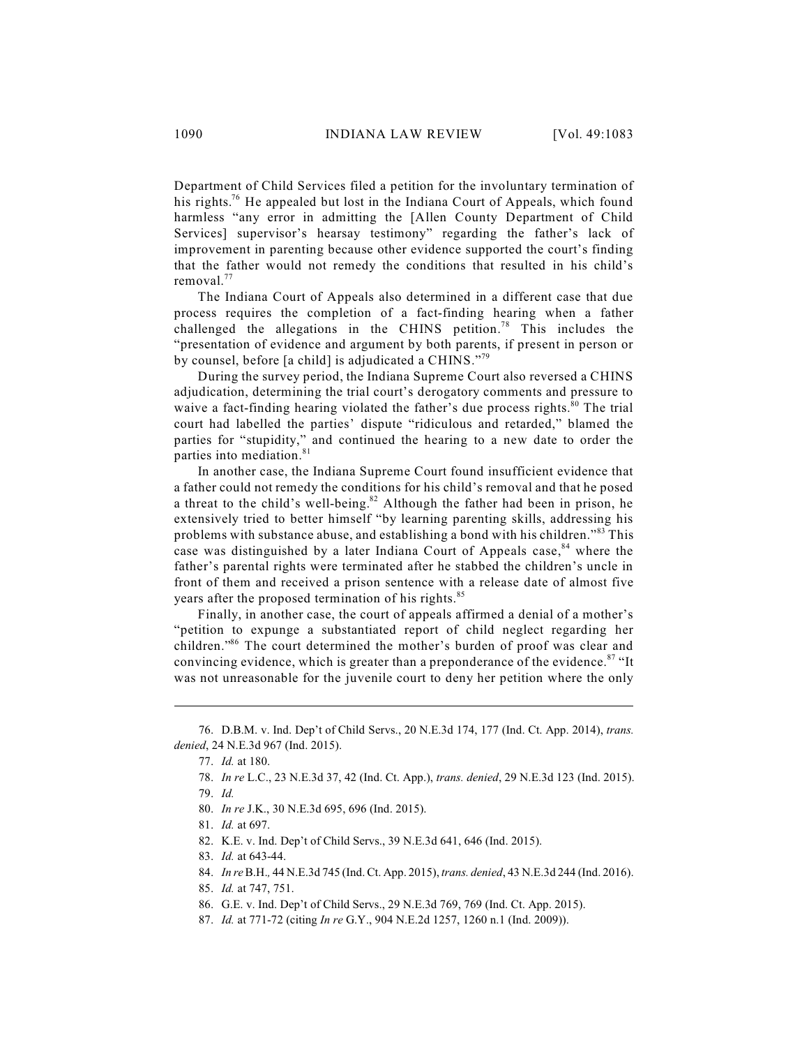Department of Child Services filed a petition for the involuntary termination of his rights.[76] He appealed but lost in the Indiana Court of Appeals, which found harmless "any error in admitting the [Allen County Department of Child Services] supervisor's hearsay testimony" regarding the father's lack of improvement in parenting because other evidence supported the court's finding that the father would not remedy the conditions that resulted in his child's removal.[77]

The Indiana Court of Appeals also determined in a different case that due process requires the completion of a fact-finding hearing when a father challenged the allegations in the CHINS petition.[78] This includes the "presentation of evidence and argument by both parents, if present in person or by counsel, before [a child] is adjudicated a CHINS."[79]

During the survey period, the Indiana Supreme Court also reversed a CHINS adjudication, determining the trial court's derogatory comments and pressure to waive a fact-finding hearing violated the father's due process rights.[80] The trial court had labelled the parties' dispute "ridiculous and retarded," blamed the parties for "stupidity," and continued the hearing to a new date to order the parties into mediation.[81]

In another case, the Indiana Supreme Court found insufficient evidence that a father could not remedy the conditions for his child's removal and that he posed a threat to the child's well-being.[82] Although the father had been in prison, he extensively tried to better himself "by learning parenting skills, addressing his problems with substance abuse, and establishing a bond with his children."[83] This case was distinguished by a later Indiana Court of Appeals case,[84] where the father's parental rights were terminated after he stabbed the children's uncle in front of them and received a prison sentence with a release date of almost five years after the proposed termination of his rights.[85]

Finally, in another case, the court of appeals affirmed a denial of a mother's "petition to expunge a substantiated report of child neglect regarding her children."[86] The court determined the mother's burden of proof was clear and convincing evidence, which is greater than a preponderance of the evidence.[87] "It was not unreasonable for the juvenile court to deny her petition where the only

---

76. D.B.M. v. Ind. Dep't of Child Servs., 20 N.E.3d 174, 177 (Ind. Ct. App. 2014), *trans. denied*, 24 N.E.3d 967 (Ind. 2015).

77. *Id.* at 180.

78. *In re* L.C., 23 N.E.3d 37, 42 (Ind. Ct. App.), *trans. denied*, 29 N.E.3d 123 (Ind. 2015).

79. *Id.*

80. *In re* J.K., 30 N.E.3d 695, 696 (Ind. 2015).

81. *Id.* at 697.

82. K.E. v. Ind. Dep't of Child Servs., 39 N.E.3d 641, 646 (Ind. 2015).

83. *Id.* at 643-44.

84. *In re* B.H., 44 N.E.3d 745 (Ind. Ct. App. 2015), *trans. denied*, 43 N.E.3d 244 (Ind. 2016).

85. *Id.* at 747, 751.

86. G.E. v. Ind. Dep't of Child Servs., 29 N.E.3d 769, 769 (Ind. Ct. App. 2015).

87. *Id.* at 771-72 (citing *In re* G.Y., 904 N.E.2d 1257, 1260 n.1 (Ind. 2009)).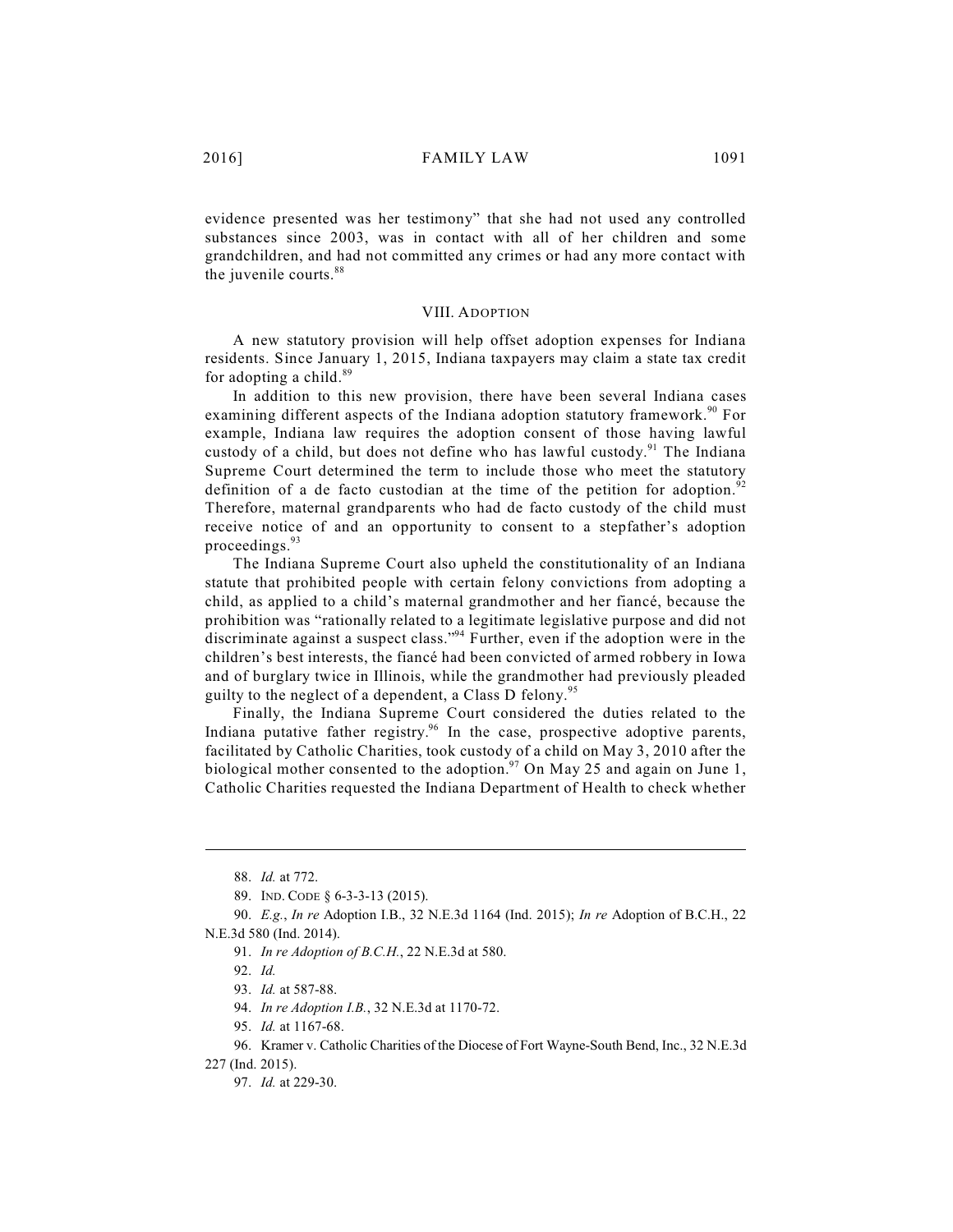evidence presented was her testimony" that she had not used any controlled substances since 2003, was in contact with all of her children and some grandchildren, and had not committed any crimes or had any more contact with the juvenile courts.[88]

## VIII. ADOPTION

A new statutory provision will help offset adoption expenses for Indiana residents. Since January 1, 2015, Indiana taxpayers may claim a state tax credit for adopting a child.[89]

In addition to this new provision, there have been several Indiana cases examining different aspects of the Indiana adoption statutory framework.[90] For example, Indiana law requires the adoption consent of those having lawful custody of a child, but does not define who has lawful custody.[91] The Indiana Supreme Court determined the term to include those who meet the statutory definition of a de facto custodian at the time of the petition for adoption.[92] Therefore, maternal grandparents who had de facto custody of the child must receive notice of and an opportunity to consent to a stepfather's adoption proceedings.[93]

The Indiana Supreme Court also upheld the constitutionality of an Indiana statute that prohibited people with certain felony convictions from adopting a child, as applied to a child's maternal grandmother and her fiancé, because the prohibition was "rationally related to a legitimate legislative purpose and did not discriminate against a suspect class."[94] Further, even if the adoption were in the children's best interests, the fiancé had been convicted of armed robbery in Iowa and of burglary twice in Illinois, while the grandmother had previously pleaded guilty to the neglect of a dependent, a Class D felony.[95]

Finally, the Indiana Supreme Court considered the duties related to the Indiana putative father registry.[96] In the case, prospective adoptive parents, facilitated by Catholic Charities, took custody of a child on May 3, 2010 after the biological mother consented to the adoption.[97] On May 25 and again on June 1, Catholic Charities requested the Indiana Department of Health to check whether

---

88. *Id.* at 772.

89. IND. CODE § 6-3-3-13 (2015).

90. *E.g.*, *In re* Adoption I.B., 32 N.E.3d 1164 (Ind. 2015); *In re* Adoption of B.C.H., 22 N.E.3d 580 (Ind. 2014).

91. *In re Adoption of B.C.H.*, 22 N.E.3d at 580.

92. *Id.*

93. *Id.* at 587-88.

94. *In re Adoption I.B.*, 32 N.E.3d at 1170-72.

95. *Id.* at 1167-68.

96. Kramer v. Catholic Charities of the Diocese of Fort Wayne-South Bend, Inc., 32 N.E.3d 227 (Ind. 2015).

97. *Id.* at 229-30.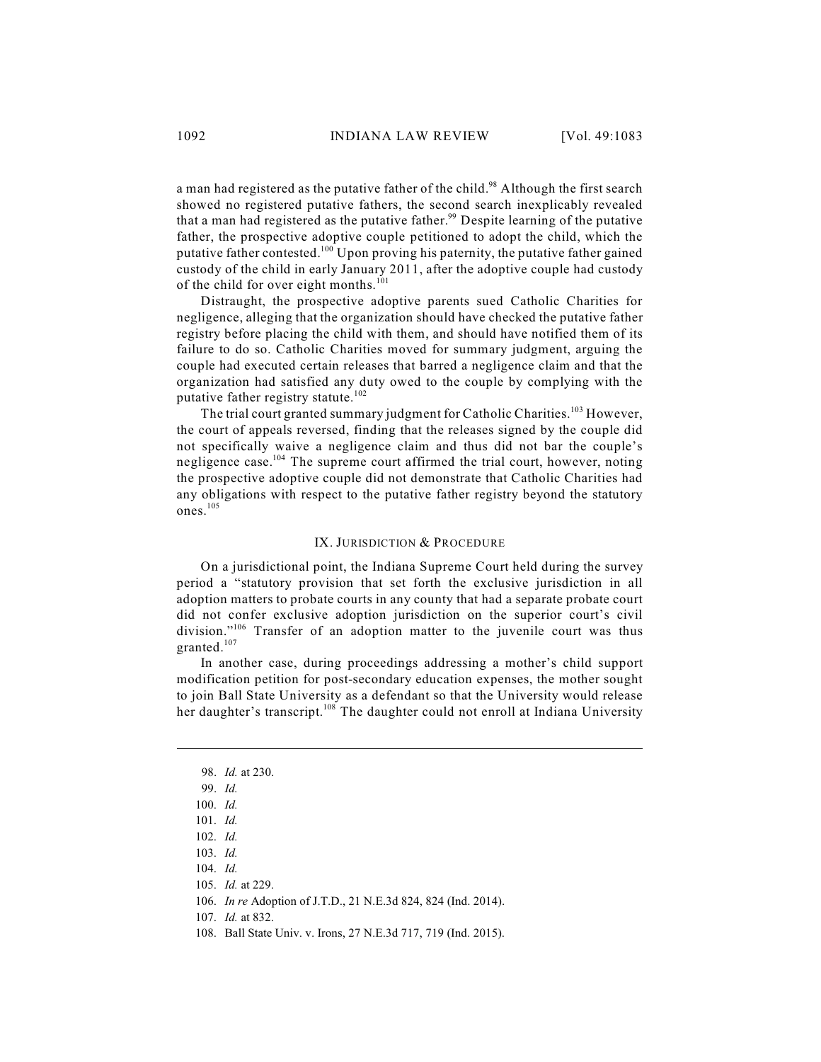a man had registered as the putative father of the child.[98] Although the first search showed no registered putative fathers, the second search inexplicably revealed that a man had registered as the putative father.[99] Despite learning of the putative father, the prospective adoptive couple petitioned to adopt the child, which the putative father contested.[100] Upon proving his paternity, the putative father gained custody of the child in early January 2011, after the adoptive couple had custody of the child for over eight months.[101]

Distraught, the prospective adoptive parents sued Catholic Charities for negligence, alleging that the organization should have checked the putative father registry before placing the child with them, and should have notified them of its failure to do so. Catholic Charities moved for summary judgment, arguing the couple had executed certain releases that barred a negligence claim and that the organization had satisfied any duty owed to the couple by complying with the putative father registry statute.[102]

The trial court granted summary judgment for Catholic Charities.[103] However, the court of appeals reversed, finding that the releases signed by the couple did not specifically waive a negligence claim and thus did not bar the couple's negligence case.[104] The supreme court affirmed the trial court, however, noting the prospective adoptive couple did not demonstrate that Catholic Charities had any obligations with respect to the putative father registry beyond the statutory ones.[105]

## IX. Jurisdiction & Procedure

On a jurisdictional point, the Indiana Supreme Court held during the survey period a "statutory provision that set forth the exclusive jurisdiction in all adoption matters to probate courts in any county that had a separate probate court did not confer exclusive adoption jurisdiction on the superior court's civil division."[106] Transfer of an adoption matter to the juvenile court was thus granted.[107]

In another case, during proceedings addressing a mother's child support modification petition for post-secondary education expenses, the mother sought to join Ball State University as a defendant so that the University would release her daughter's transcript.[108] The daughter could not enroll at Indiana University

---

98. *Id.* at 230.
99. *Id.*
100. *Id.*
101. *Id.*
102. *Id.*
103. *Id.*
104. *Id.*
105. *Id.* at 229.
106. *In re* Adoption of J.T.D., 21 N.E.3d 824, 824 (Ind. 2014).
107. *Id.* at 832.
108. Ball State Univ. v. Irons, 27 N.E.3d 717, 719 (Ind. 2015).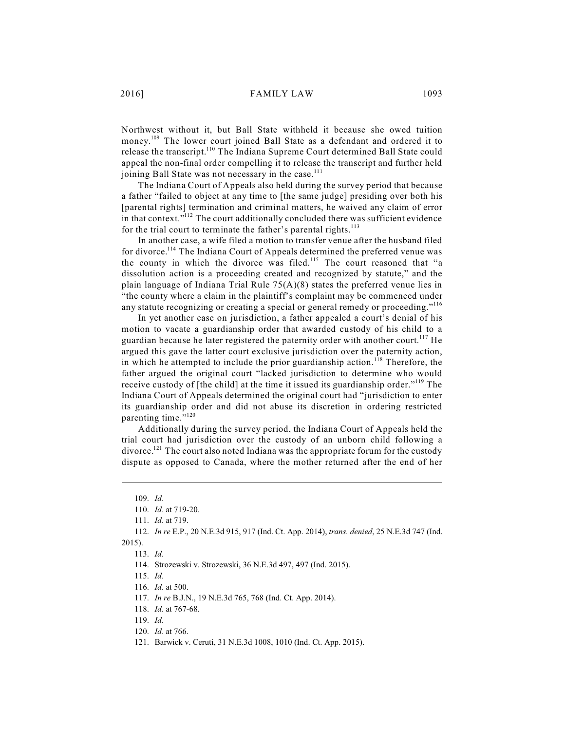Northwest without it, but Ball State withheld it because she owed tuition money.[109] The lower court joined Ball State as a defendant and ordered it to release the transcript.[110] The Indiana Supreme Court determined Ball State could appeal the non-final order compelling it to release the transcript and further held joining Ball State was not necessary in the case.[111]

The Indiana Court of Appeals also held during the survey period that because a father "failed to object at any time to [the same judge] presiding over both his [parental rights] termination and criminal matters, he waived any claim of error in that context."[112] The court additionally concluded there was sufficient evidence for the trial court to terminate the father's parental rights.[113]

In another case, a wife filed a motion to transfer venue after the husband filed for divorce.[114] The Indiana Court of Appeals determined the preferred venue was the county in which the divorce was filed.[115] The court reasoned that "a dissolution action is a proceeding created and recognized by statute," and the plain language of Indiana Trial Rule 75(A)(8) states the preferred venue lies in "the county where a claim in the plaintiff's complaint may be commenced under any statute recognizing or creating a special or general remedy or proceeding."[116]

In yet another case on jurisdiction, a father appealed a court's denial of his motion to vacate a guardianship order that awarded custody of his child to a guardian because he later registered the paternity order with another court.[117] He argued this gave the latter court exclusive jurisdiction over the paternity action, in which he attempted to include the prior guardianship action.[118] Therefore, the father argued the original court "lacked jurisdiction to determine who would receive custody of [the child] at the time it issued its guardianship order."[119] The Indiana Court of Appeals determined the original court had "jurisdiction to enter its guardianship order and did not abuse its discretion in ordering restricted parenting time."[120]

Additionally during the survey period, the Indiana Court of Appeals held the trial court had jurisdiction over the custody of an unborn child following a divorce.[121] The court also noted Indiana was the appropriate forum for the custody dispute as opposed to Canada, where the mother returned after the end of her

---

109. *Id.*

110. *Id.* at 719-20.

111. *Id.* at 719.

112. *In re* E.P., 20 N.E.3d 915, 917 (Ind. Ct. App. 2014), *trans. denied*, 25 N.E.3d 747 (Ind. 2015).

113. *Id.*

114. Strozewski v. Strozewski, 36 N.E.3d 497, 497 (Ind. 2015).

115. *Id.*

116. *Id.* at 500.

117. *In re* B.J.N., 19 N.E.3d 765, 768 (Ind. Ct. App. 2014).

118. *Id.* at 767-68.

119. *Id.*

120. *Id.* at 766.

121. Barwick v. Ceruti, 31 N.E.3d 1008, 1010 (Ind. Ct. App. 2015).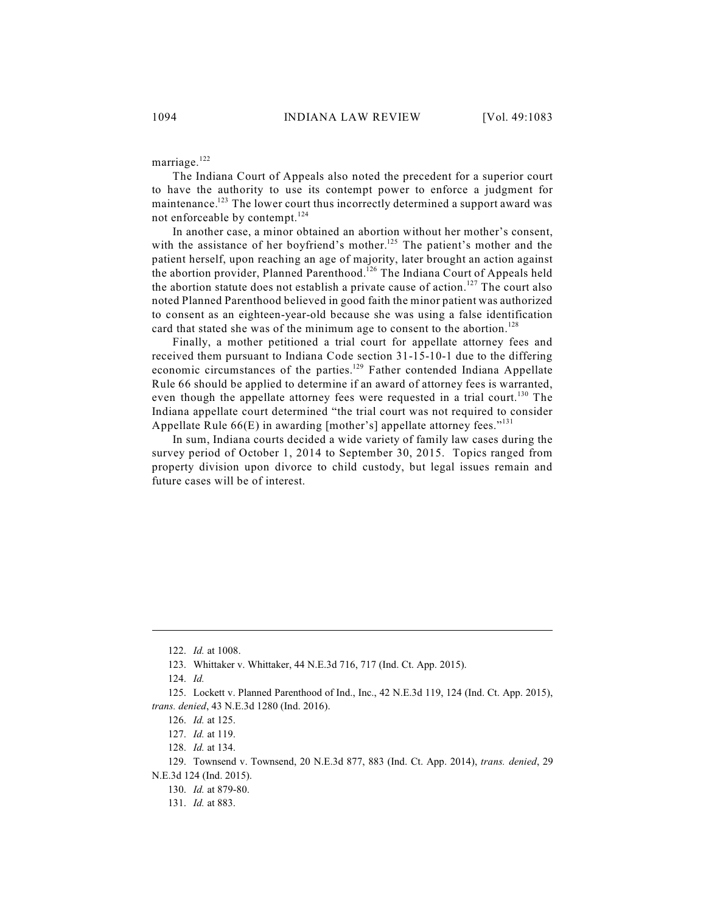marriage.[122]

The Indiana Court of Appeals also noted the precedent for a superior court to have the authority to use its contempt power to enforce a judgment for maintenance.[123] The lower court thus incorrectly determined a support award was not enforceable by contempt.[124]

In another case, a minor obtained an abortion without her mother's consent, with the assistance of her boyfriend's mother.[125] The patient's mother and the patient herself, upon reaching an age of majority, later brought an action against the abortion provider, Planned Parenthood.[126] The Indiana Court of Appeals held the abortion statute does not establish a private cause of action.[127] The court also noted Planned Parenthood believed in good faith the minor patient was authorized to consent as an eighteen-year-old because she was using a false identification card that stated she was of the minimum age to consent to the abortion.[128]

Finally, a mother petitioned a trial court for appellate attorney fees and received them pursuant to Indiana Code section 31-15-10-1 due to the differing economic circumstances of the parties.[129] Father contended Indiana Appellate Rule 66 should be applied to determine if an award of attorney fees is warranted, even though the appellate attorney fees were requested in a trial court.[130] The Indiana appellate court determined "the trial court was not required to consider Appellate Rule 66(E) in awarding [mother's] appellate attorney fees."[131]

In sum, Indiana courts decided a wide variety of family law cases during the survey period of October 1, 2014 to September 30, 2015. Topics ranged from property division upon divorce to child custody, but legal issues remain and future cases will be of interest.

---

122. *Id.* at 1008.

123. Whittaker v. Whittaker, 44 N.E.3d 716, 717 (Ind. Ct. App. 2015).

124. *Id.*

125. Lockett v. Planned Parenthood of Ind., Inc., 42 N.E.3d 119, 124 (Ind. Ct. App. 2015), *trans. denied*, 43 N.E.3d 1280 (Ind. 2016).

126. *Id.* at 125.

127. *Id.* at 119.

128. *Id.* at 134.

129. Townsend v. Townsend, 20 N.E.3d 877, 883 (Ind. Ct. App. 2014), *trans. denied*, 29 N.E.3d 124 (Ind. 2015).

130. *Id.* at 879-80.

131. *Id.* at 883.